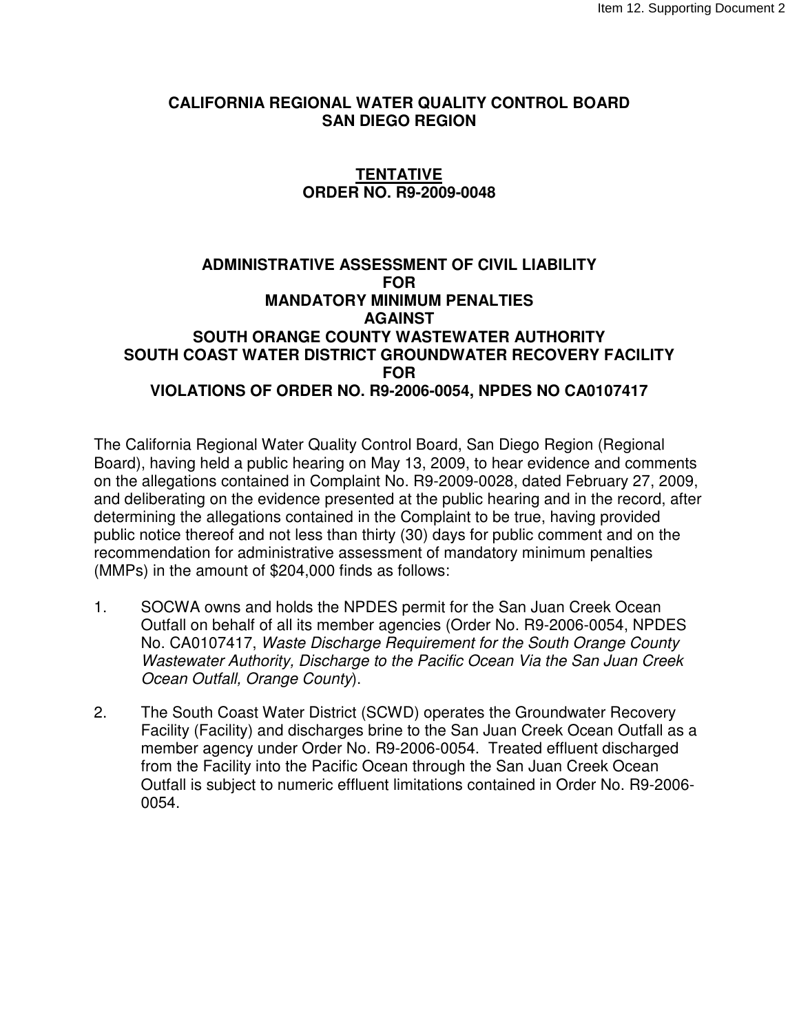Item 12. Supporting Document 2

**CALIFORNIA REGIONAL WATER QUALITY CONTROL BOARD**
**SAN DIEGO REGION**

**TENTATIVE**
**ORDER NO. R9-2009-0048**

**ADMINISTRATIVE ASSESSMENT OF CIVIL LIABILITY**
**FOR**
**MANDATORY MINIMUM PENALTIES**
**AGAINST**
**SOUTH ORANGE COUNTY WASTEWATER AUTHORITY**
**SOUTH COAST WATER DISTRICT GROUNDWATER RECOVERY FACILITY**
**FOR**
**VIOLATIONS OF ORDER NO. R9-2006-0054, NPDES NO CA0107417**

The California Regional Water Quality Control Board, San Diego Region (Regional Board), having held a public hearing on May 13, 2009, to hear evidence and comments on the allegations contained in Complaint No. R9-2009-0028, dated February 27, 2009, and deliberating on the evidence presented at the public hearing and in the record, after determining the allegations contained in the Complaint to be true, having provided public notice thereof and not less than thirty (30) days for public comment and on the recommendation for administrative assessment of mandatory minimum penalties (MMPs) in the amount of $204,000 finds as follows:

1. SOCWA owns and holds the NPDES permit for the San Juan Creek Ocean Outfall on behalf of all its member agencies (Order No. R9-2006-0054, NPDES No. CA0107417, *Waste Discharge Requirement for the South Orange County Wastewater Authority, Discharge to the Pacific Ocean Via the San Juan Creek Ocean Outfall, Orange County*).

2. The South Coast Water District (SCWD) operates the Groundwater Recovery Facility (Facility) and discharges brine to the San Juan Creek Ocean Outfall as a member agency under Order No. R9-2006-0054. Treated effluent discharged from the Facility into the Pacific Ocean through the San Juan Creek Ocean Outfall is subject to numeric effluent limitations contained in Order No. R9-2006-0054.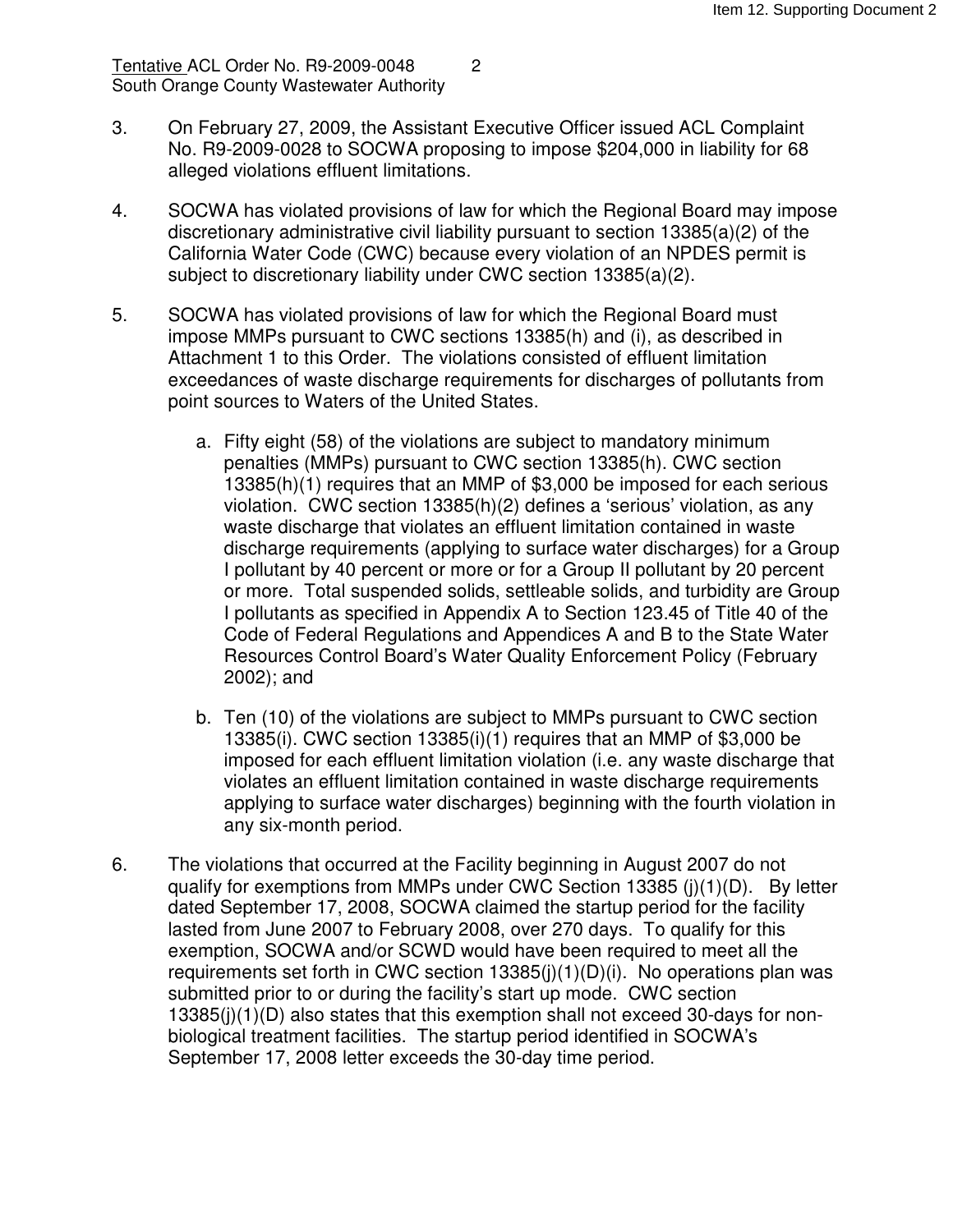3. On February 27, 2009, the Assistant Executive Officer issued ACL Complaint No. R9-2009-0028 to SOCWA proposing to impose $204,000 in liability for 68 alleged violations effluent limitations.

4. SOCWA has violated provisions of law for which the Regional Board may impose discretionary administrative civil liability pursuant to section 13385(a)(2) of the California Water Code (CWC) because every violation of an NPDES permit is subject to discretionary liability under CWC section 13385(a)(2).

5. SOCWA has violated provisions of law for which the Regional Board must impose MMPs pursuant to CWC sections 13385(h) and (i), as described in Attachment 1 to this Order. The violations consisted of effluent limitation exceedances of waste discharge requirements for discharges of pollutants from point sources to Waters of the United States.

   a. Fifty eight (58) of the violations are subject to mandatory minimum penalties (MMPs) pursuant to CWC section 13385(h). CWC section 13385(h)(1) requires that an MMP of $3,000 be imposed for each serious violation. CWC section 13385(h)(2) defines a 'serious' violation, as any waste discharge that violates an effluent limitation contained in waste discharge requirements (applying to surface water discharges) for a Group I pollutant by 40 percent or more or for a Group II pollutant by 20 percent or more. Total suspended solids, settleable solids, and turbidity are Group I pollutants as specified in Appendix A to Section 123.45 of Title 40 of the Code of Federal Regulations and Appendices A and B to the State Water Resources Control Board's Water Quality Enforcement Policy (February 2002); and

   b. Ten (10) of the violations are subject to MMPs pursuant to CWC section 13385(i). CWC section 13385(i)(1) requires that an MMP of $3,000 be imposed for each effluent limitation violation (i.e. any waste discharge that violates an effluent limitation contained in waste discharge requirements applying to surface water discharges) beginning with the fourth violation in any six-month period.

6. The violations that occurred at the Facility beginning in August 2007 do not qualify for exemptions from MMPs under CWC Section 13385 (j)(1)(D). By letter dated September 17, 2008, SOCWA claimed the startup period for the facility lasted from June 2007 to February 2008, over 270 days. To qualify for this exemption, SOCWA and/or SCWD would have been required to meet all the requirements set forth in CWC section 13385(j)(1)(D)(i). No operations plan was submitted prior to or during the facility's start up mode. CWC section 13385(j)(1)(D) also states that this exemption shall not exceed 30-days for non-biological treatment facilities. The startup period identified in SOCWA's September 17, 2008 letter exceeds the 30-day time period.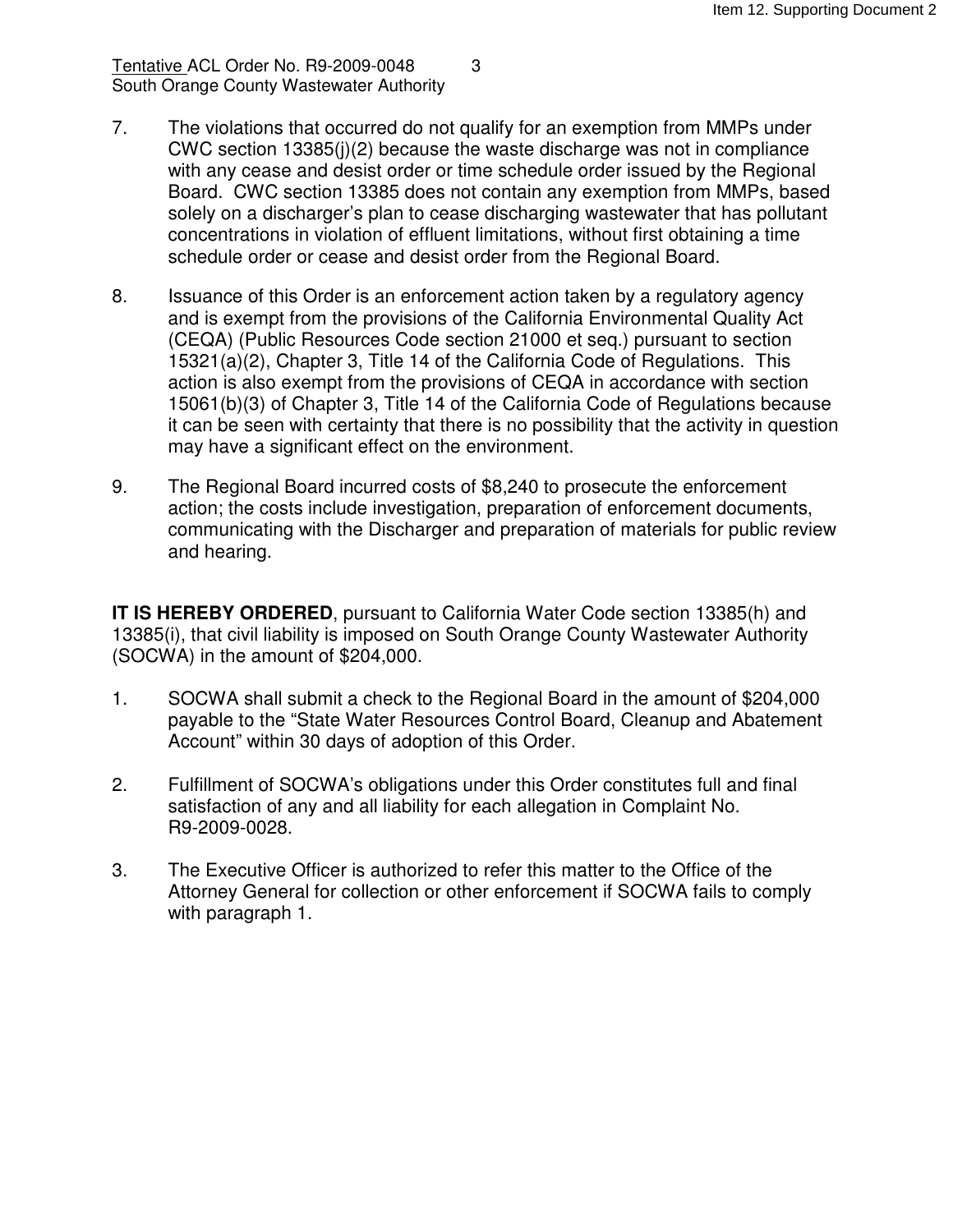7. The violations that occurred do not qualify for an exemption from MMPs under CWC section 13385(j)(2) because the waste discharge was not in compliance with any cease and desist order or time schedule order issued by the Regional Board. CWC section 13385 does not contain any exemption from MMPs, based solely on a discharger's plan to cease discharging wastewater that has pollutant concentrations in violation of effluent limitations, without first obtaining a time schedule order or cease and desist order from the Regional Board.

8. Issuance of this Order is an enforcement action taken by a regulatory agency and is exempt from the provisions of the California Environmental Quality Act (CEQA) (Public Resources Code section 21000 et seq.) pursuant to section 15321(a)(2), Chapter 3, Title 14 of the California Code of Regulations. This action is also exempt from the provisions of CEQA in accordance with section 15061(b)(3) of Chapter 3, Title 14 of the California Code of Regulations because it can be seen with certainty that there is no possibility that the activity in question may have a significant effect on the environment.

9. The Regional Board incurred costs of $8,240 to prosecute the enforcement action; the costs include investigation, preparation of enforcement documents, communicating with the Discharger and preparation of materials for public review and hearing.

**IT IS HEREBY ORDERED**, pursuant to California Water Code section 13385(h) and 13385(i), that civil liability is imposed on South Orange County Wastewater Authority (SOCWA) in the amount of $204,000.

1. SOCWA shall submit a check to the Regional Board in the amount of $204,000 payable to the "State Water Resources Control Board, Cleanup and Abatement Account" within 30 days of adoption of this Order.

2. Fulfillment of SOCWA's obligations under this Order constitutes full and final satisfaction of any and all liability for each allegation in Complaint No. R9-2009-0028.

3. The Executive Officer is authorized to refer this matter to the Office of the Attorney General for collection or other enforcement if SOCWA fails to comply with paragraph 1.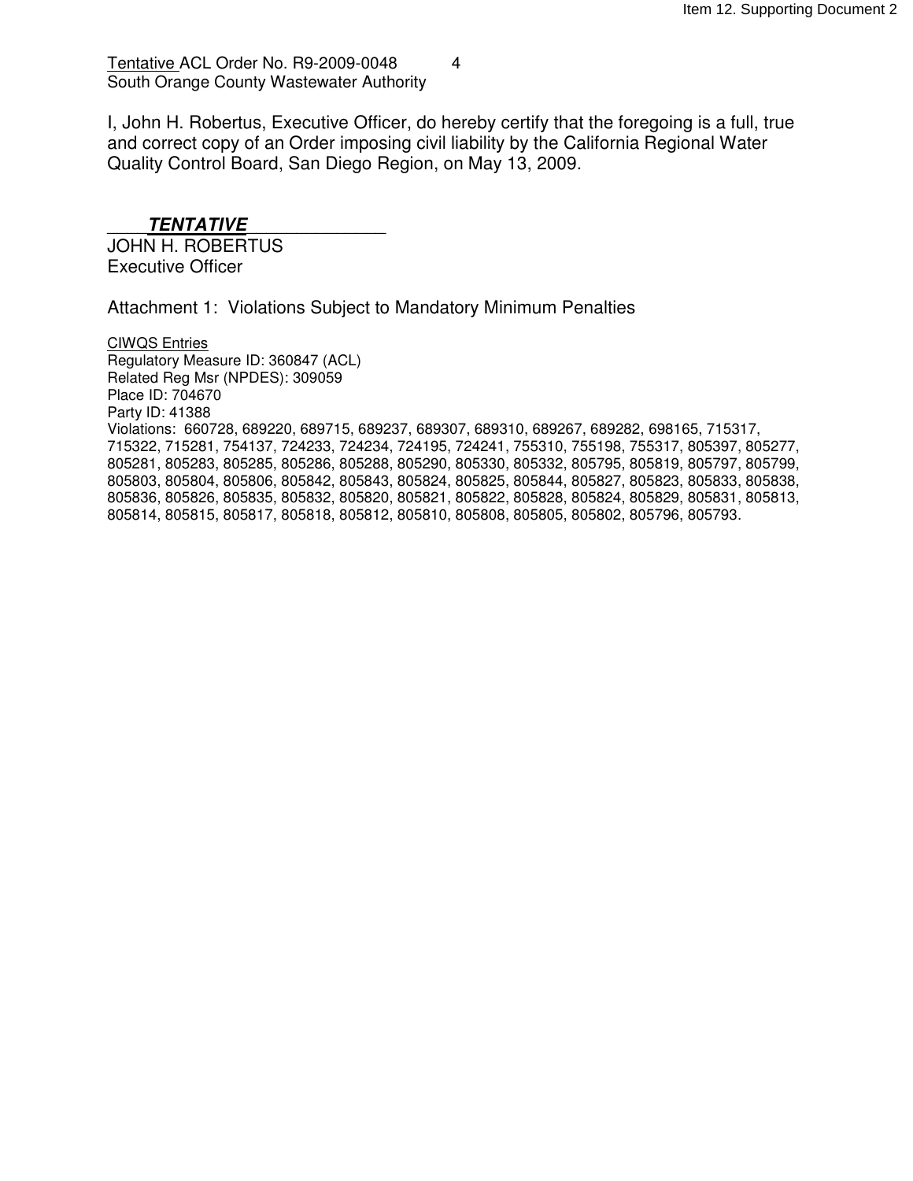I, John H. Robertus, Executive Officer, do hereby certify that the foregoing is a full, true and correct copy of an Order imposing civil liability by the California Regional Water Quality Control Board, San Diego Region, on May 13, 2009.

***TENTATIVE***

JOHN H. ROBERTUS
Executive Officer

Attachment 1: Violations Subject to Mandatory Minimum Penalties

CIWQS Entries
Regulatory Measure ID: 360847 (ACL)
Related Reg Msr (NPDES): 309059
Place ID: 704670
Party ID: 41388
Violations: 660728, 689220, 689715, 689237, 689307, 689310, 689267, 689282, 698165, 715317, 715322, 715281, 754137, 724233, 724234, 724195, 724241, 755310, 755198, 755317, 805397, 805277, 805281, 805283, 805285, 805286, 805288, 805290, 805330, 805332, 805795, 805819, 805797, 805799, 805803, 805804, 805806, 805842, 805843, 805824, 805825, 805844, 805827, 805823, 805833, 805838, 805836, 805826, 805835, 805832, 805820, 805821, 805822, 805828, 805824, 805829, 805831, 805813, 805814, 805815, 805817, 805818, 805812, 805810, 805808, 805805, 805802, 805796, 805793.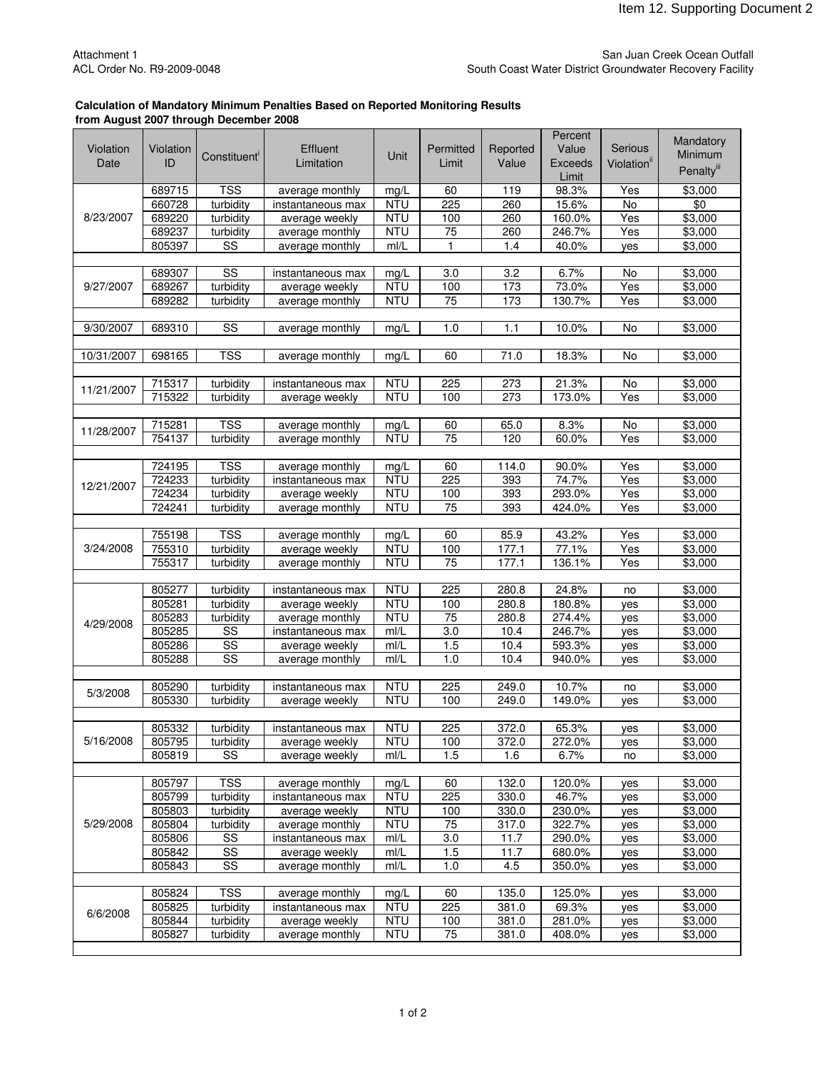Item 12. Supporting Document 2

Attachment 1
ACL Order No. R9-2009-0048

San Juan Creek Ocean Outfall
South Coast Water District Groundwater Recovery Facility

**Calculation of Mandatory Minimum Penalties Based on Reported Monitoring Results from August 2007 through December 2008**

| Violation Date | Violation ID | Constituent[i] | Effluent Limitation | Unit | Permitted Limit | Reported Value | Percent Value Exceeds Limit | Serious Violation[ii] | Mandatory Minimum Penalty[iii] |
|---|---|---|---|---|---|---|---|---|---|
| 8/23/2007 | 689715 | TSS | average monthly | mg/L | 60 | 119 | 98.3% | Yes | $3,000 |
| | 660728 | turbidity | instantaneous max | NTU | 225 | 260 | 15.6% | No | $0 |
| | 689220 | turbidity | average weekly | NTU | 100 | 260 | 160.0% | Yes | $3,000 |
| | 689237 | turbidity | average monthly | NTU | 75 | 260 | 246.7% | Yes | $3,000 |
| | 805397 | SS | average monthly | ml/L | 1 | 1.4 | 40.0% | yes | $3,000 |
| 9/27/2007 | 689307 | SS | instantaneous max | mg/L | 3.0 | 3.2 | 6.7% | No | $3,000 |
| | 689267 | turbidity | average weekly | NTU | 100 | 173 | 73.0% | Yes | $3,000 |
| | 689282 | turbidity | average monthly | NTU | 75 | 173 | 130.7% | Yes | $3,000 |
| 9/30/2007 | 689310 | SS | average monthly | mg/L | 1.0 | 1.1 | 10.0% | No | $3,000 |
| 10/31/2007 | 698165 | TSS | average monthly | mg/L | 60 | 71.0 | 18.3% | No | $3,000 |
| 11/21/2007 | 715317 | turbidity | instantaneous max | NTU | 225 | 273 | 21.3% | No | $3,000 |
| | 715322 | turbidity | average weekly | NTU | 100 | 273 | 173.0% | Yes | $3,000 |
| 11/28/2007 | 715281 | TSS | average monthly | mg/L | 60 | 65.0 | 8.3% | No | $3,000 |
| | 754137 | turbidity | average monthly | NTU | 75 | 120 | 60.0% | Yes | $3,000 |
| 12/21/2007 | 724195 | TSS | average monthly | mg/L | 60 | 114.0 | 90.0% | Yes | $3,000 |
| | 724233 | turbidity | instantaneous max | NTU | 225 | 393 | 74.7% | Yes | $3,000 |
| | 724234 | turbidity | average weekly | NTU | 100 | 393 | 293.0% | Yes | $3,000 |
| | 724241 | turbidity | average monthly | NTU | 75 | 393 | 424.0% | Yes | $3,000 |
| 3/24/2008 | 755198 | TSS | average monthly | mg/L | 60 | 85.9 | 43.2% | Yes | $3,000 |
| | 755310 | turbidity | average weekly | NTU | 100 | 177.1 | 77.1% | Yes | $3,000 |
| | 755317 | turbidity | average monthly | NTU | 75 | 177.1 | 136.1% | Yes | $3,000 |
| 4/29/2008 | 805277 | turbidity | instantaneous max | NTU | 225 | 280.8 | 24.8% | no | $3,000 |
| | 805281 | turbidity | average weekly | NTU | 100 | 280.8 | 180.8% | yes | $3,000 |
| | 805283 | turbidity | average monthly | NTU | 75 | 280.8 | 274.4% | yes | $3,000 |
| | 805285 | SS | instantaneous max | ml/L | 3.0 | 10.4 | 246.7% | yes | $3,000 |
| | 805286 | SS | average weekly | ml/L | 1.5 | 10.4 | 593.3% | yes | $3,000 |
| | 805288 | SS | average monthly | ml/L | 1.0 | 10.4 | 940.0% | yes | $3,000 |
| 5/3/2008 | 805290 | turbidity | instantaneous max | NTU | 225 | 249.0 | 10.7% | no | $3,000 |
| | 805330 | turbidity | average weekly | NTU | 100 | 249.0 | 149.0% | yes | $3,000 |
| 5/16/2008 | 805332 | turbidity | instantaneous max | NTU | 225 | 372.0 | 65.3% | yes | $3,000 |
| | 805795 | turbidity | average weekly | NTU | 100 | 372.0 | 272.0% | yes | $3,000 |
| | 805819 | SS | average weekly | ml/L | 1.5 | 1.6 | 6.7% | no | $3,000 |
| 5/29/2008 | 805797 | TSS | average monthly | mg/L | 60 | 132.0 | 120.0% | yes | $3,000 |
| | 805799 | turbidity | instantaneous max | NTU | 225 | 330.0 | 46.7% | yes | $3,000 |
| | 805803 | turbidity | average weekly | NTU | 100 | 330.0 | 230.0% | yes | $3,000 |
| | 805804 | turbidity | average monthly | NTU | 75 | 317.0 | 322.7% | yes | $3,000 |
| | 805806 | SS | instantaneous max | ml/L | 3.0 | 11.7 | 290.0% | yes | $3,000 |
| | 805842 | SS | average weekly | ml/L | 1.5 | 11.7 | 680.0% | yes | $3,000 |
| | 805843 | SS | average monthly | ml/L | 1.0 | 4.5 | 350.0% | yes | $3,000 |
| 6/6/2008 | 805824 | TSS | average monthly | mg/L | 60 | 135.0 | 125.0% | yes | $3,000 |
| | 805825 | turbidity | instantaneous max | NTU | 225 | 381.0 | 69.3% | yes | $3,000 |
| | 805844 | turbidity | average weekly | NTU | 100 | 381.0 | 281.0% | yes | $3,000 |
| | 805827 | turbidity | average monthly | NTU | 75 | 381.0 | 408.0% | yes | $3,000 |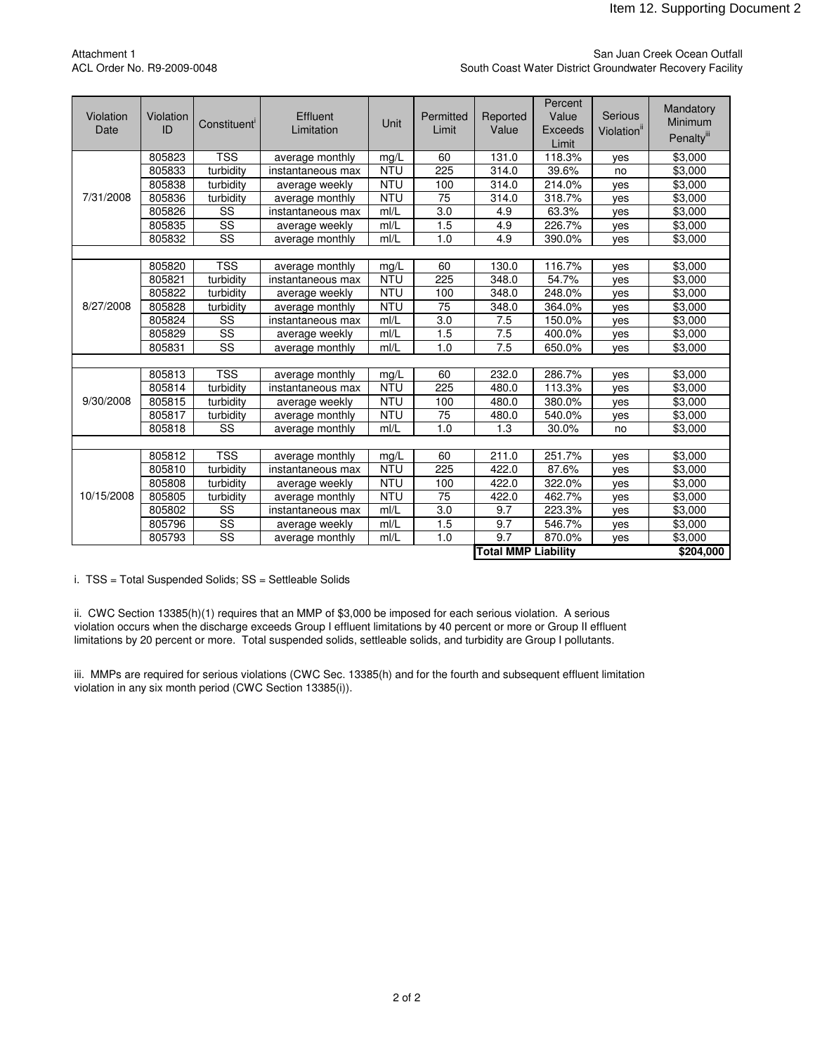Item 12. Supporting Document 2

Attachment 1
ACL Order No. R9-2009-0048

San Juan Creek Ocean Outfall
South Coast Water District Groundwater Recovery Facility

| Violation Date | Violation ID | Constituent[i] | Effluent Limitation | Unit | Permitted Limit | Reported Value | Percent Value Exceeds Limit | Serious Violation[ii] | Mandatory Minimum Penalty[iii] |
|---|---|---|---|---|---|---|---|---|---|
| 7/31/2008 | 805823 | TSS | average monthly | mg/L | 60 | 131.0 | 118.3% | yes | $3,000 |
| | 805833 | turbidity | instantaneous max | NTU | 225 | 314.0 | 39.6% | no | $3,000 |
| | 805838 | turbidity | average weekly | NTU | 100 | 314.0 | 214.0% | yes | $3,000 |
| | 805836 | turbidity | average monthly | NTU | 75 | 314.0 | 318.7% | yes | $3,000 |
| | 805826 | SS | instantaneous max | ml/L | 3.0 | 4.9 | 63.3% | yes | $3,000 |
| | 805835 | SS | average weekly | ml/L | 1.5 | 4.9 | 226.7% | yes | $3,000 |
| | 805832 | SS | average monthly | ml/L | 1.0 | 4.9 | 390.0% | yes | $3,000 |
| | | | | | | | | | |
| 8/27/2008 | 805820 | TSS | average monthly | mg/L | 60 | 130.0 | 116.7% | yes | $3,000 |
| | 805821 | turbidity | instantaneous max | NTU | 225 | 348.0 | 54.7% | yes | $3,000 |
| | 805822 | turbidity | average weekly | NTU | 100 | 348.0 | 248.0% | yes | $3,000 |
| | 805828 | turbidity | average monthly | NTU | 75 | 348.0 | 364.0% | yes | $3,000 |
| | 805824 | SS | instantaneous max | ml/L | 3.0 | 7.5 | 150.0% | yes | $3,000 |
| | 805829 | SS | average weekly | ml/L | 1.5 | 7.5 | 400.0% | yes | $3,000 |
| | 805831 | SS | average monthly | ml/L | 1.0 | 7.5 | 650.0% | yes | $3,000 |
| | | | | | | | | | |
| 9/30/2008 | 805813 | TSS | average monthly | mg/L | 60 | 232.0 | 286.7% | yes | $3,000 |
| | 805814 | turbidity | instantaneous max | NTU | 225 | 480.0 | 113.3% | yes | $3,000 |
| | 805815 | turbidity | average weekly | NTU | 100 | 480.0 | 380.0% | yes | $3,000 |
| | 805817 | turbidity | average monthly | NTU | 75 | 480.0 | 540.0% | yes | $3,000 |
| | 805818 | SS | average monthly | ml/L | 1.0 | 1.3 | 30.0% | no | $3,000 |
| | | | | | | | | | |
| 10/15/2008 | 805812 | TSS | average monthly | mg/L | 60 | 211.0 | 251.7% | yes | $3,000 |
| | 805810 | turbidity | instantaneous max | NTU | 225 | 422.0 | 87.6% | yes | $3,000 |
| | 805808 | turbidity | average weekly | NTU | 100 | 422.0 | 322.0% | yes | $3,000 |
| | 805805 | turbidity | average monthly | NTU | 75 | 422.0 | 462.7% | yes | $3,000 |
| | 805802 | SS | instantaneous max | ml/L | 3.0 | 9.7 | 223.3% | yes | $3,000 |
| | 805796 | SS | average weekly | ml/L | 1.5 | 9.7 | 546.7% | yes | $3,000 |
| | 805793 | SS | average monthly | ml/L | 1.0 | 9.7 | 870.0% | yes | $3,000 |
| | | | | | | **Total MMP Liability** | | | **$204,000** |

i. TSS = Total Suspended Solids; SS = Settleable Solids

ii. CWC Section 13385(h)(1) requires that an MMP of $3,000 be imposed for each serious violation. A serious violation occurs when the discharge exceeds Group I effluent limitations by 40 percent or more or Group II effluent limitations by 20 percent or more. Total suspended solids, settleable solids, and turbidity are Group I pollutants.

iii. MMPs are required for serious violations (CWC Sec. 13385(h) and for the fourth and subsequent effluent limitation violation in any six month period (CWC Section 13385(i)).